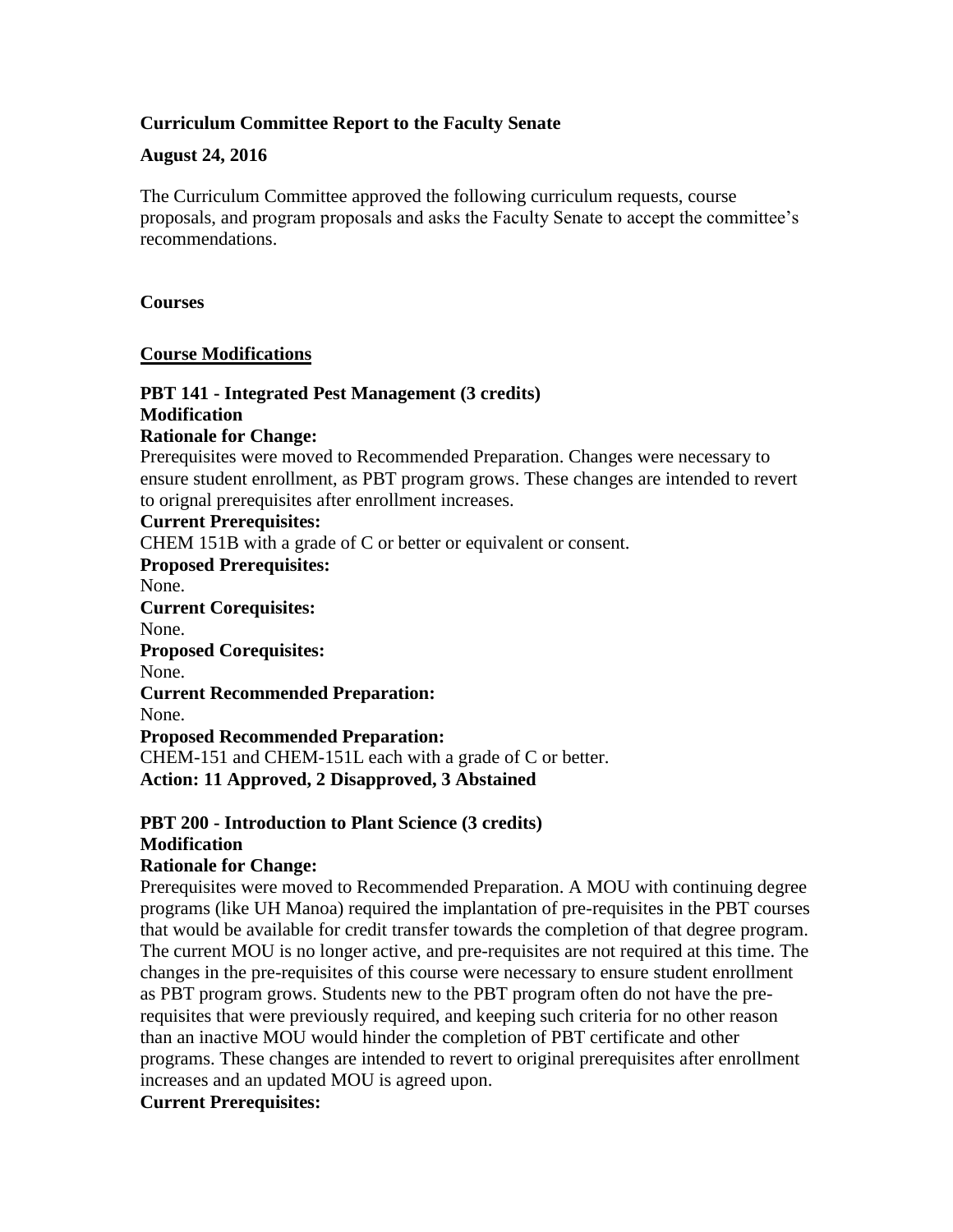**Curriculum Committee Report to the Faculty Senate**

**August 24, 2016**

The Curriculum Committee approved the following curriculum requests, course proposals, and program proposals and asks the Faculty Senate to accept the committee's recommendations.

**Courses**

**Course Modifications**

**PBT 141 - Integrated Pest Management (3 credits)**
**Modification**
**Rationale for Change:**
Prerequisites were moved to Recommended Preparation. Changes were necessary to ensure student enrollment, as PBT program grows. These changes are intended to revert to orignal prerequisites after enrollment increases.
**Current Prerequisites:**
CHEM 151B with a grade of C or better or equivalent or consent.
**Proposed Prerequisites:**
None.
**Current Corequisites:**
None.
**Proposed Corequisites:**
None.
**Current Recommended Preparation:**
None.
**Proposed Recommended Preparation:**
CHEM-151 and CHEM-151L each with a grade of C or better.
**Action: 11 Approved, 2 Disapproved, 3 Abstained**

**PBT 200 - Introduction to Plant Science (3 credits)**
**Modification**
**Rationale for Change:**
Prerequisites were moved to Recommended Preparation. A MOU with continuing degree programs (like UH Manoa) required the implantation of pre-requisites in the PBT courses that would be available for credit transfer towards the completion of that degree program. The current MOU is no longer active, and pre-requisites are not required at this time. The changes in the pre-requisites of this course were necessary to ensure student enrollment as PBT program grows. Students new to the PBT program often do not have the pre-requisites that were previously required, and keeping such criteria for no other reason than an inactive MOU would hinder the completion of PBT certificate and other programs. These changes are intended to revert to original prerequisites after enrollment increases and an updated MOU is agreed upon.
**Current Prerequisites:**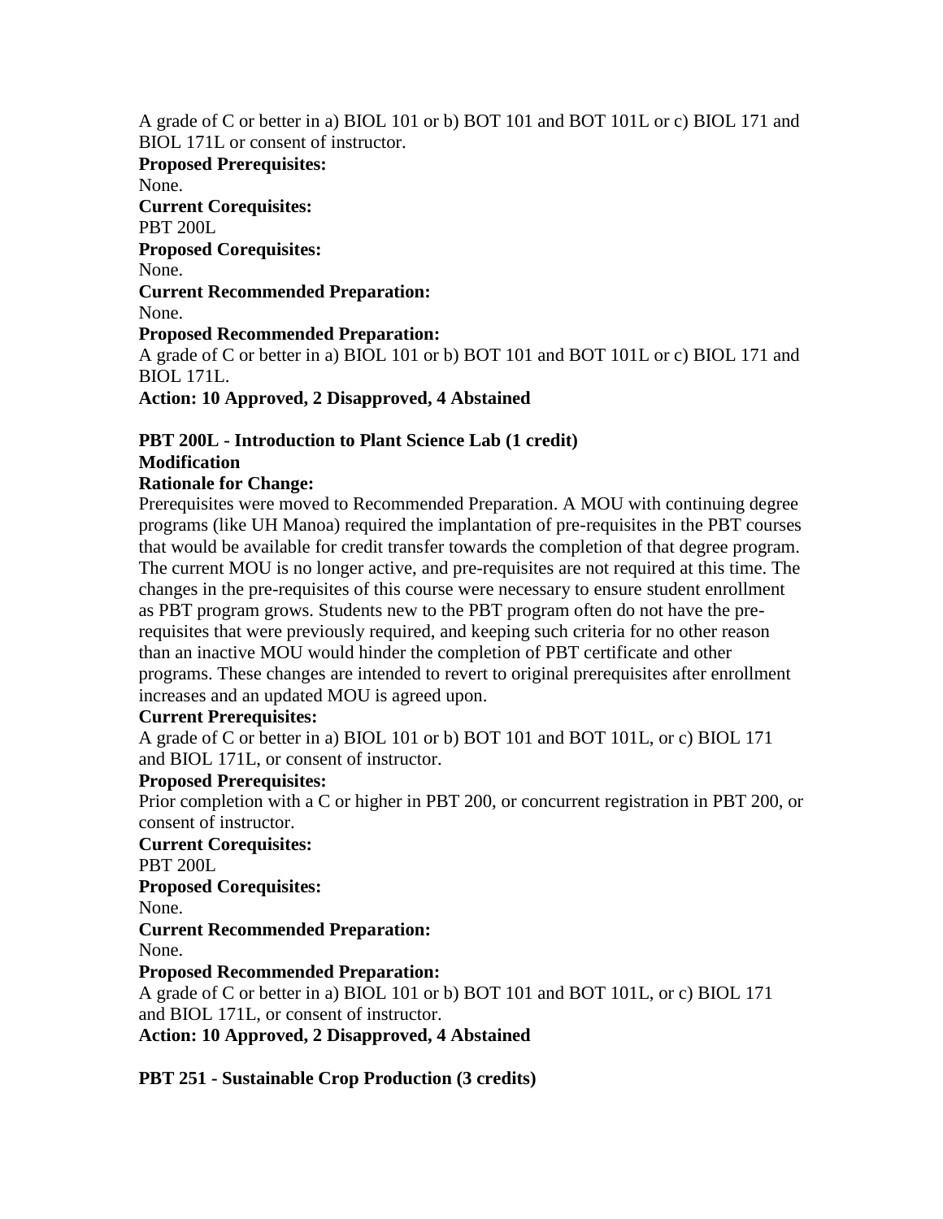A grade of C or better in a) BIOL 101 or b) BOT 101 and BOT 101L or c) BIOL 171 and BIOL 171L or consent of instructor.

**Proposed Prerequisites:**

None.

**Current Corequisites:**

PBT 200L

**Proposed Corequisites:**

None.

**Current Recommended Preparation:**

None.

**Proposed Recommended Preparation:**

A grade of C or better in a) BIOL 101 or b) BOT 101 and BOT 101L or c) BIOL 171 and BIOL 171L.

**Action: 10 Approved, 2 Disapproved, 4 Abstained**

**PBT 200L - Introduction to Plant Science Lab (1 credit)**
**Modification**

**Rationale for Change:**

Prerequisites were moved to Recommended Preparation. A MOU with continuing degree programs (like UH Manoa) required the implantation of pre-requisites in the PBT courses that would be available for credit transfer towards the completion of that degree program. The current MOU is no longer active, and pre-requisites are not required at this time. The changes in the pre-requisites of this course were necessary to ensure student enrollment as PBT program grows. Students new to the PBT program often do not have the pre-requisites that were previously required, and keeping such criteria for no other reason than an inactive MOU would hinder the completion of PBT certificate and other programs. These changes are intended to revert to original prerequisites after enrollment increases and an updated MOU is agreed upon.

**Current Prerequisites:**

A grade of C or better in a) BIOL 101 or b) BOT 101 and BOT 101L, or c) BIOL 171 and BIOL 171L, or consent of instructor.

**Proposed Prerequisites:**

Prior completion with a C or higher in PBT 200, or concurrent registration in PBT 200, or consent of instructor.

**Current Corequisites:**

PBT 200L

**Proposed Corequisites:**

None.

**Current Recommended Preparation:**

None.

**Proposed Recommended Preparation:**

A grade of C or better in a) BIOL 101 or b) BOT 101 and BOT 101L, or c) BIOL 171 and BIOL 171L, or consent of instructor.

**Action: 10 Approved, 2 Disapproved, 4 Abstained**

**PBT 251 - Sustainable Crop Production (3 credits)**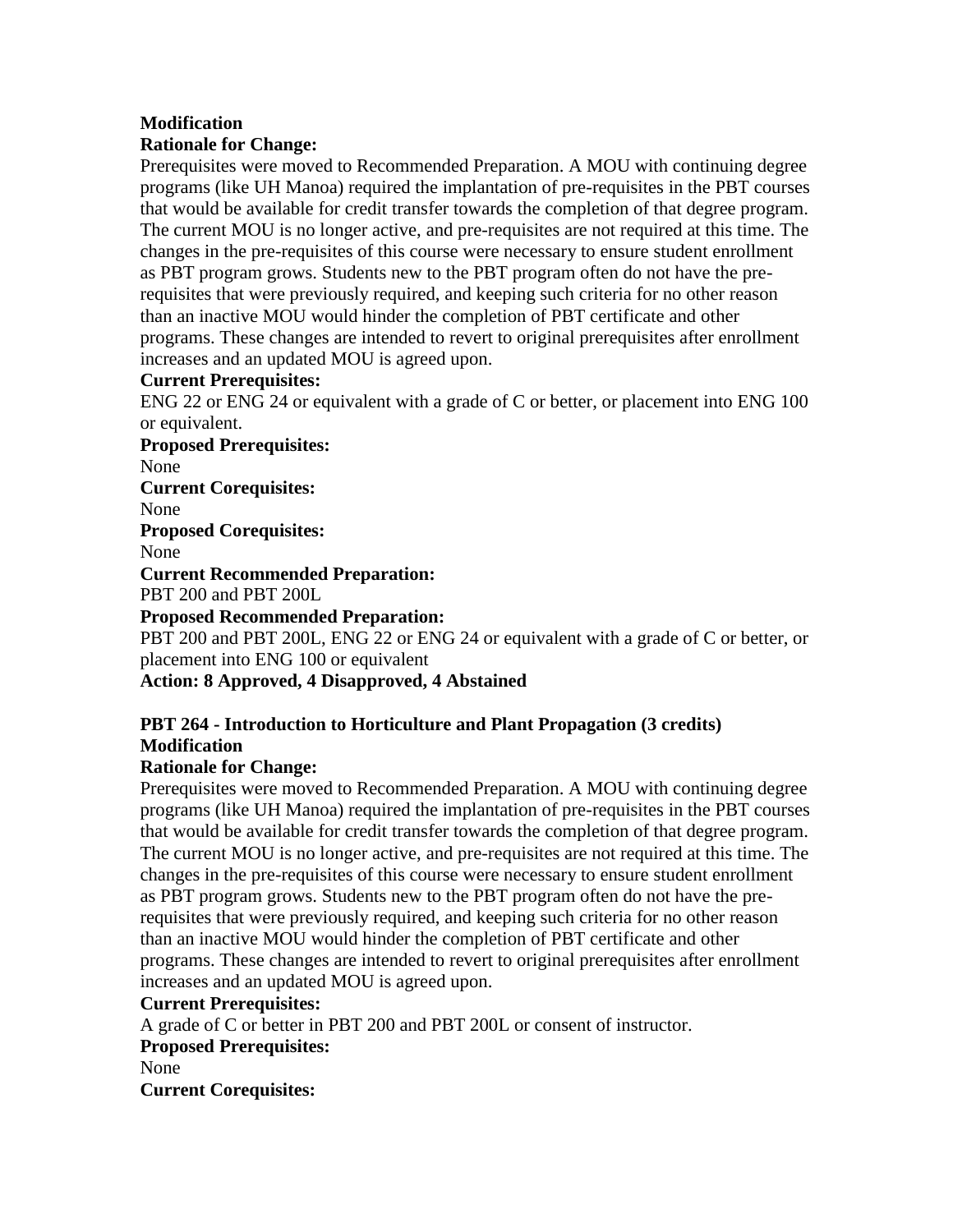**Modification**

**Rationale for Change:**

Prerequisites were moved to Recommended Preparation. A MOU with continuing degree programs (like UH Manoa) required the implantation of pre-requisites in the PBT courses that would be available for credit transfer towards the completion of that degree program. The current MOU is no longer active, and pre-requisites are not required at this time. The changes in the pre-requisites of this course were necessary to ensure student enrollment as PBT program grows. Students new to the PBT program often do not have the pre-requisites that were previously required, and keeping such criteria for no other reason than an inactive MOU would hinder the completion of PBT certificate and other programs. These changes are intended to revert to original prerequisites after enrollment increases and an updated MOU is agreed upon.

**Current Prerequisites:**

ENG 22 or ENG 24 or equivalent with a grade of C or better, or placement into ENG 100 or equivalent.

**Proposed Prerequisites:**

None

**Current Corequisites:**

None

**Proposed Corequisites:**

None

**Current Recommended Preparation:**

PBT 200 and PBT 200L

**Proposed Recommended Preparation:**

PBT 200 and PBT 200L, ENG 22 or ENG 24 or equivalent with a grade of C or better, or placement into ENG 100 or equivalent

**Action: 8 Approved, 4 Disapproved, 4 Abstained**

**PBT 264 - Introduction to Horticulture and Plant Propagation (3 credits)**

**Modification**

**Rationale for Change:**

Prerequisites were moved to Recommended Preparation. A MOU with continuing degree programs (like UH Manoa) required the implantation of pre-requisites in the PBT courses that would be available for credit transfer towards the completion of that degree program. The current MOU is no longer active, and pre-requisites are not required at this time. The changes in the pre-requisites of this course were necessary to ensure student enrollment as PBT program grows. Students new to the PBT program often do not have the pre-requisites that were previously required, and keeping such criteria for no other reason than an inactive MOU would hinder the completion of PBT certificate and other programs. These changes are intended to revert to original prerequisites after enrollment increases and an updated MOU is agreed upon.

**Current Prerequisites:**

A grade of C or better in PBT 200 and PBT 200L or consent of instructor.

**Proposed Prerequisites:**

None

**Current Corequisites:**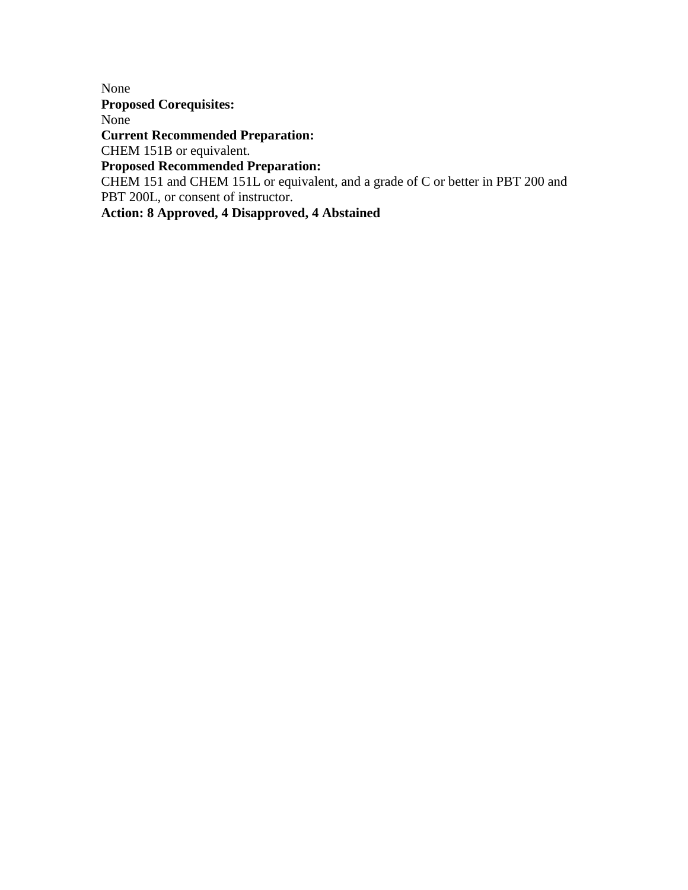None
**Proposed Corequisites:**
None
**Current Recommended Preparation:**
CHEM 151B or equivalent.
**Proposed Recommended Preparation:**
CHEM 151 and CHEM 151L or equivalent, and a grade of C or better in PBT 200 and PBT 200L, or consent of instructor.
**Action: 8 Approved, 4 Disapproved, 4 Abstained**